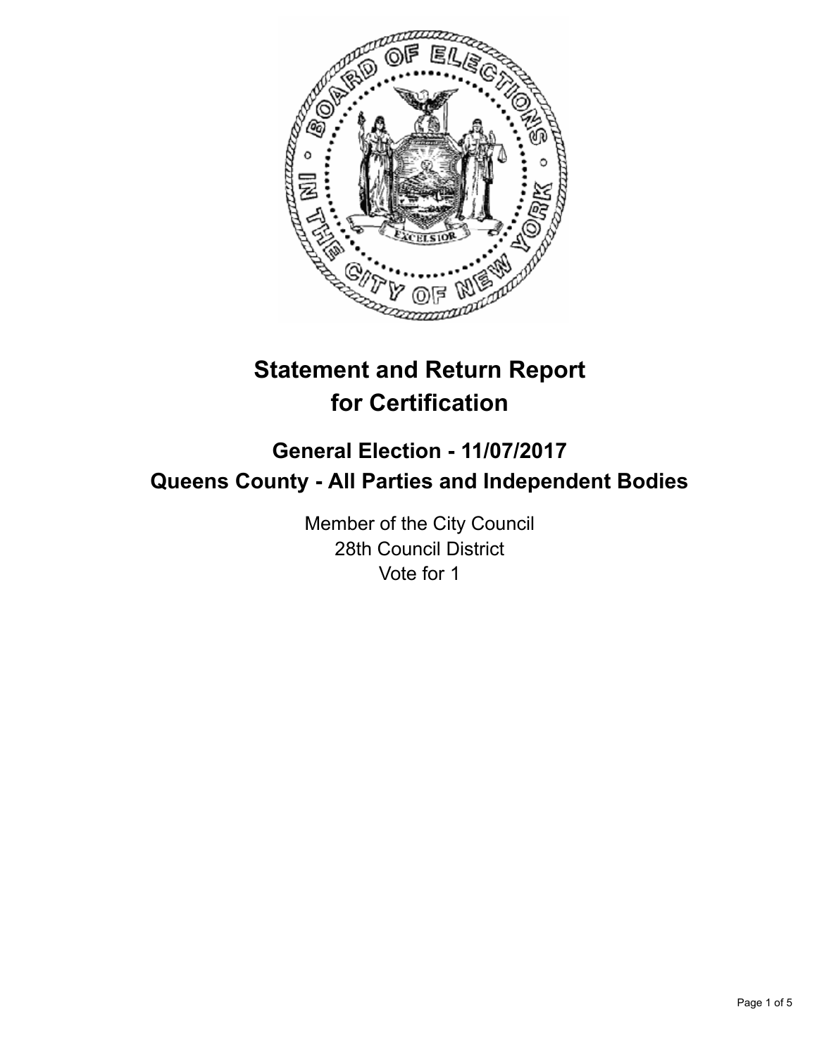# Statement and Return Report for Certification

## General Election - 11/07/2017
## Queens County - All Parties and Independent Bodies

Member of the City Council
28th Council District
Vote for 1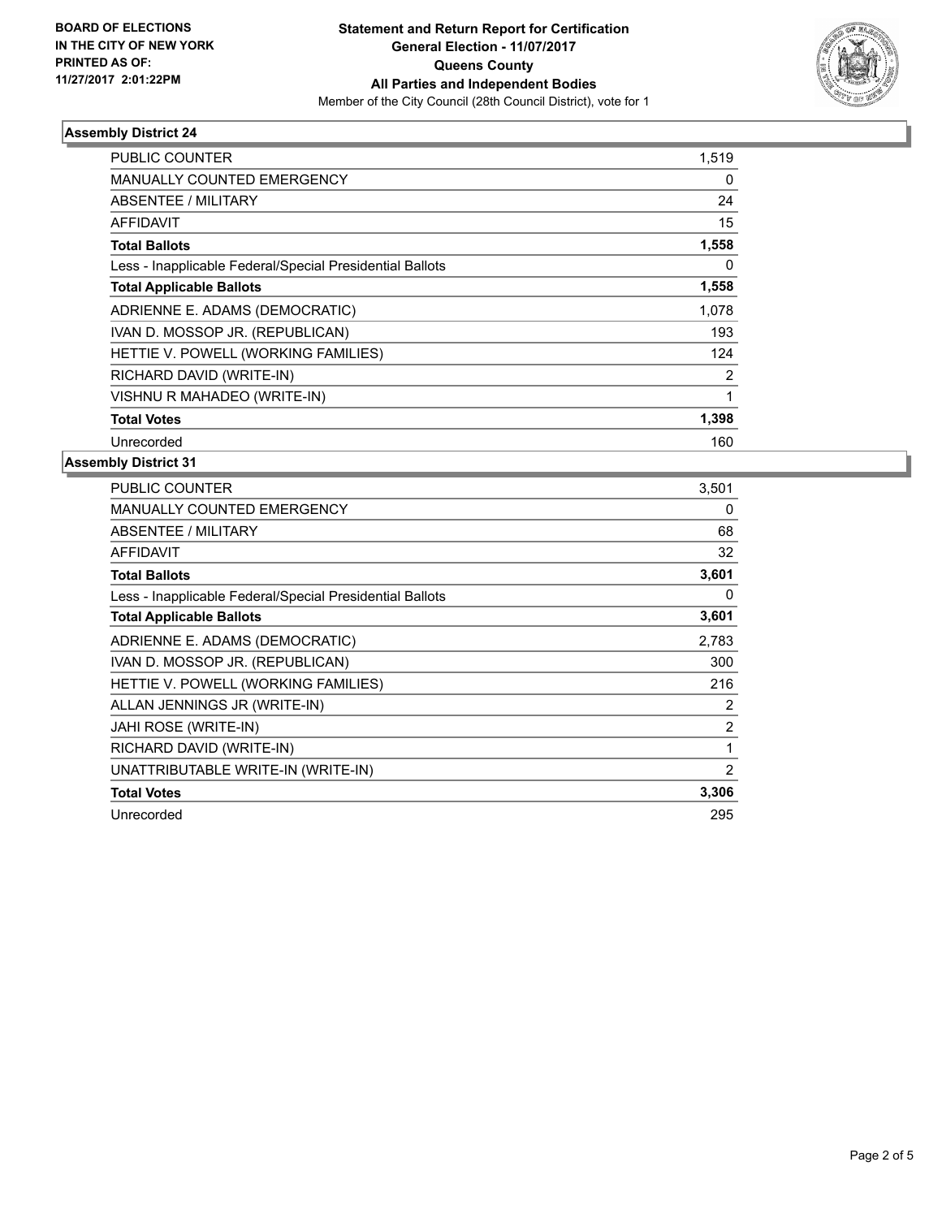**BOARD OF ELECTIONS IN THE CITY OF NEW YORK PRINTED AS OF: 11/27/2017 2:01:22PM**

**Statement and Return Report for Certification**
**General Election - 11/07/2017**
**Queens County**
**All Parties and Independent Bodies**
Member of the City Council (28th Council District), vote for 1

### Assembly District 24

| | |
|---|---|
| PUBLIC COUNTER | 1,519 |
| MANUALLY COUNTED EMERGENCY | 0 |
| ABSENTEE / MILITARY | 24 |
| AFFIDAVIT | 15 |
| **Total Ballots** | **1,558** |
| Less - Inapplicable Federal/Special Presidential Ballots | 0 |
| **Total Applicable Ballots** | **1,558** |
| ADRIENNE E. ADAMS (DEMOCRATIC) | 1,078 |
| IVAN D. MOSSOP JR. (REPUBLICAN) | 193 |
| HETTIE V. POWELL (WORKING FAMILIES) | 124 |
| RICHARD DAVID (WRITE-IN) | 2 |
| VISHNU R MAHADEO (WRITE-IN) | 1 |
| **Total Votes** | **1,398** |
| Unrecorded | 160 |

### Assembly District 31

| | |
|---|---|
| PUBLIC COUNTER | 3,501 |
| MANUALLY COUNTED EMERGENCY | 0 |
| ABSENTEE / MILITARY | 68 |
| AFFIDAVIT | 32 |
| **Total Ballots** | **3,601** |
| Less - Inapplicable Federal/Special Presidential Ballots | 0 |
| **Total Applicable Ballots** | **3,601** |
| ADRIENNE E. ADAMS (DEMOCRATIC) | 2,783 |
| IVAN D. MOSSOP JR. (REPUBLICAN) | 300 |
| HETTIE V. POWELL (WORKING FAMILIES) | 216 |
| ALLAN JENNINGS JR (WRITE-IN) | 2 |
| JAHI ROSE (WRITE-IN) | 2 |
| RICHARD DAVID (WRITE-IN) | 1 |
| UNATTRIBUTABLE WRITE-IN (WRITE-IN) | 2 |
| **Total Votes** | **3,306** |
| Unrecorded | 295 |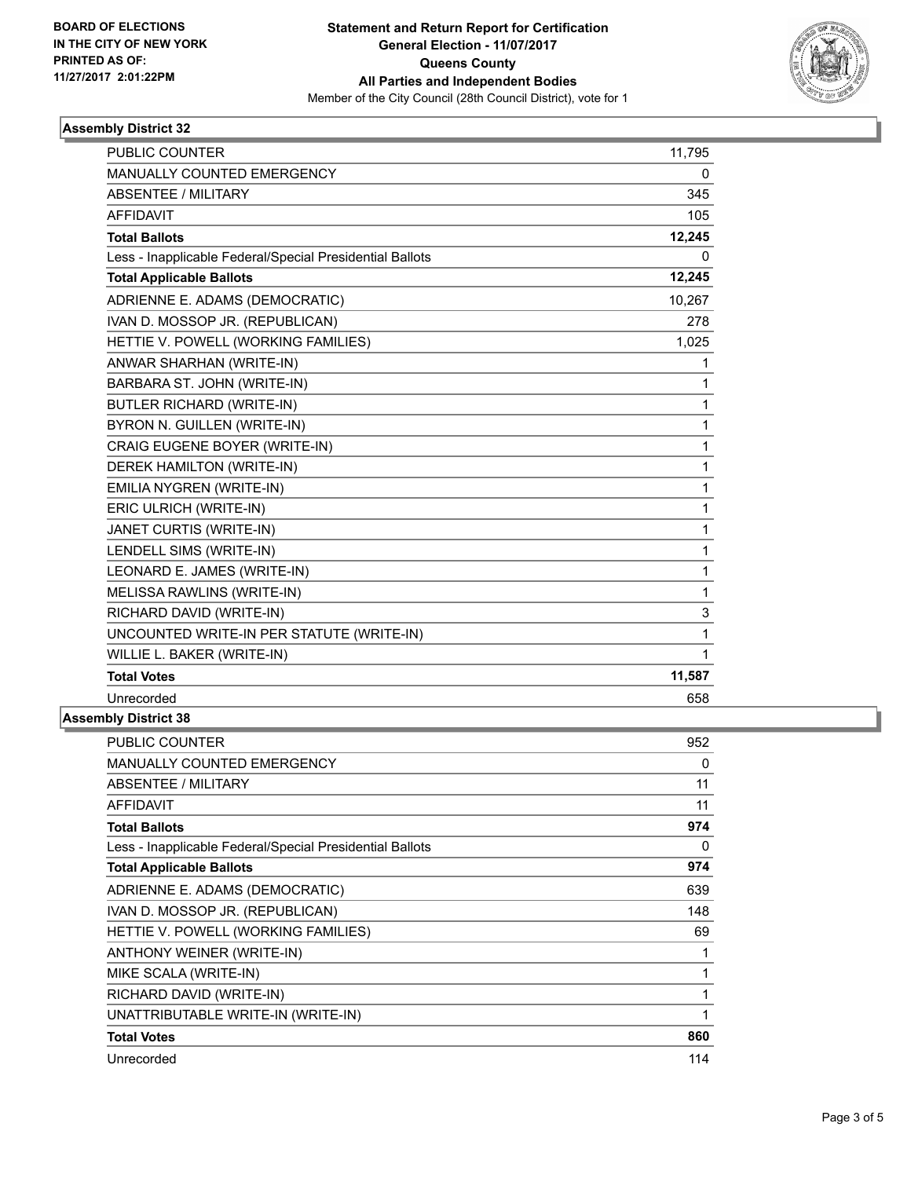**BOARD OF ELECTIONS IN THE CITY OF NEW YORK PRINTED AS OF: 11/27/2017 2:01:22PM**

# Statement and Return Report for Certification
## General Election - 11/07/2017
## Queens County
## All Parties and Independent Bodies
Member of the City Council (28th Council District), vote for 1

### Assembly District 32

| | |
|---|---|
| PUBLIC COUNTER | 11,795 |
| MANUALLY COUNTED EMERGENCY | 0 |
| ABSENTEE / MILITARY | 345 |
| AFFIDAVIT | 105 |
| **Total Ballots** | **12,245** |
| Less - Inapplicable Federal/Special Presidential Ballots | 0 |
| **Total Applicable Ballots** | **12,245** |
| ADRIENNE E. ADAMS (DEMOCRATIC) | 10,267 |
| IVAN D. MOSSOP JR. (REPUBLICAN) | 278 |
| HETTIE V. POWELL (WORKING FAMILIES) | 1,025 |
| ANWAR SHARHAN (WRITE-IN) | 1 |
| BARBARA ST. JOHN (WRITE-IN) | 1 |
| BUTLER RICHARD (WRITE-IN) | 1 |
| BYRON N. GUILLEN (WRITE-IN) | 1 |
| CRAIG EUGENE BOYER (WRITE-IN) | 1 |
| DEREK HAMILTON (WRITE-IN) | 1 |
| EMILIA NYGREN (WRITE-IN) | 1 |
| ERIC ULRICH (WRITE-IN) | 1 |
| JANET CURTIS (WRITE-IN) | 1 |
| LENDELL SIMS (WRITE-IN) | 1 |
| LEONARD E. JAMES (WRITE-IN) | 1 |
| MELISSA RAWLINS (WRITE-IN) | 1 |
| RICHARD DAVID (WRITE-IN) | 3 |
| UNCOUNTED WRITE-IN PER STATUTE (WRITE-IN) | 1 |
| WILLIE L. BAKER (WRITE-IN) | 1 |
| **Total Votes** | **11,587** |
| Unrecorded | 658 |

### Assembly District 38

| | |
|---|---|
| PUBLIC COUNTER | 952 |
| MANUALLY COUNTED EMERGENCY | 0 |
| ABSENTEE / MILITARY | 11 |
| AFFIDAVIT | 11 |
| **Total Ballots** | **974** |
| Less - Inapplicable Federal/Special Presidential Ballots | 0 |
| **Total Applicable Ballots** | **974** |
| ADRIENNE E. ADAMS (DEMOCRATIC) | 639 |
| IVAN D. MOSSOP JR. (REPUBLICAN) | 148 |
| HETTIE V. POWELL (WORKING FAMILIES) | 69 |
| ANTHONY WEINER (WRITE-IN) | 1 |
| MIKE SCALA (WRITE-IN) | 1 |
| RICHARD DAVID (WRITE-IN) | 1 |
| UNATTRIBUTABLE WRITE-IN (WRITE-IN) | 1 |
| **Total Votes** | **860** |
| Unrecorded | 114 |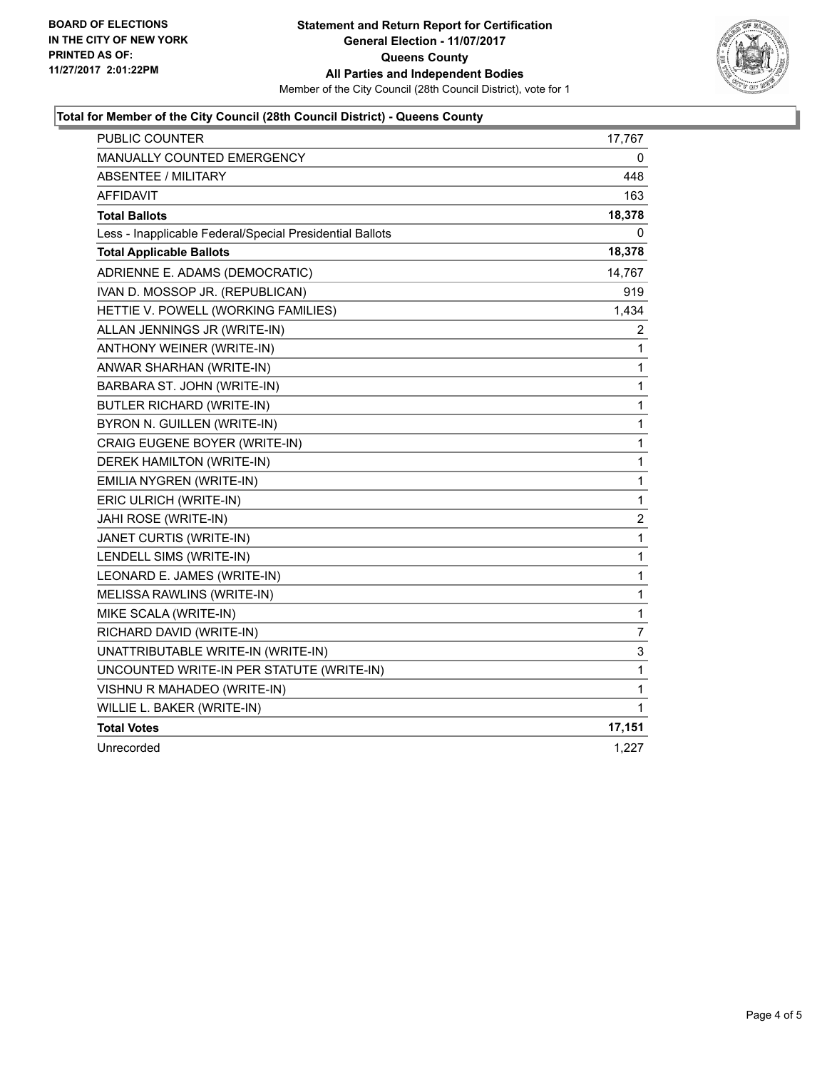**BOARD OF ELECTIONS IN THE CITY OF NEW YORK PRINTED AS OF: 11/27/2017 2:01:22PM**

**Statement and Return Report for Certification**
**General Election - 11/07/2017**
**Queens County**
**All Parties and Independent Bodies**
Member of the City Council (28th Council District), vote for 1

**Total for Member of the City Council (28th Council District) - Queens County**

| | |
|---|---|
| PUBLIC COUNTER | 17,767 |
| MANUALLY COUNTED EMERGENCY | 0 |
| ABSENTEE / MILITARY | 448 |
| AFFIDAVIT | 163 |
| **Total Ballots** | **18,378** |
| Less - Inapplicable Federal/Special Presidential Ballots | 0 |
| **Total Applicable Ballots** | **18,378** |
| ADRIENNE E. ADAMS (DEMOCRATIC) | 14,767 |
| IVAN D. MOSSOP JR. (REPUBLICAN) | 919 |
| HETTIE V. POWELL (WORKING FAMILIES) | 1,434 |
| ALLAN JENNINGS JR (WRITE-IN) | 2 |
| ANTHONY WEINER (WRITE-IN) | 1 |
| ANWAR SHARHAN (WRITE-IN) | 1 |
| BARBARA ST. JOHN (WRITE-IN) | 1 |
| BUTLER RICHARD (WRITE-IN) | 1 |
| BYRON N. GUILLEN (WRITE-IN) | 1 |
| CRAIG EUGENE BOYER (WRITE-IN) | 1 |
| DEREK HAMILTON (WRITE-IN) | 1 |
| EMILIA NYGREN (WRITE-IN) | 1 |
| ERIC ULRICH (WRITE-IN) | 1 |
| JAHI ROSE (WRITE-IN) | 2 |
| JANET CURTIS (WRITE-IN) | 1 |
| LENDELL SIMS (WRITE-IN) | 1 |
| LEONARD E. JAMES (WRITE-IN) | 1 |
| MELISSA RAWLINS (WRITE-IN) | 1 |
| MIKE SCALA (WRITE-IN) | 1 |
| RICHARD DAVID (WRITE-IN) | 7 |
| UNATTRIBUTABLE WRITE-IN (WRITE-IN) | 3 |
| UNCOUNTED WRITE-IN PER STATUTE (WRITE-IN) | 1 |
| VISHNU R MAHADEO (WRITE-IN) | 1 |
| WILLIE L. BAKER (WRITE-IN) | 1 |
| **Total Votes** | **17,151** |
| Unrecorded | 1,227 |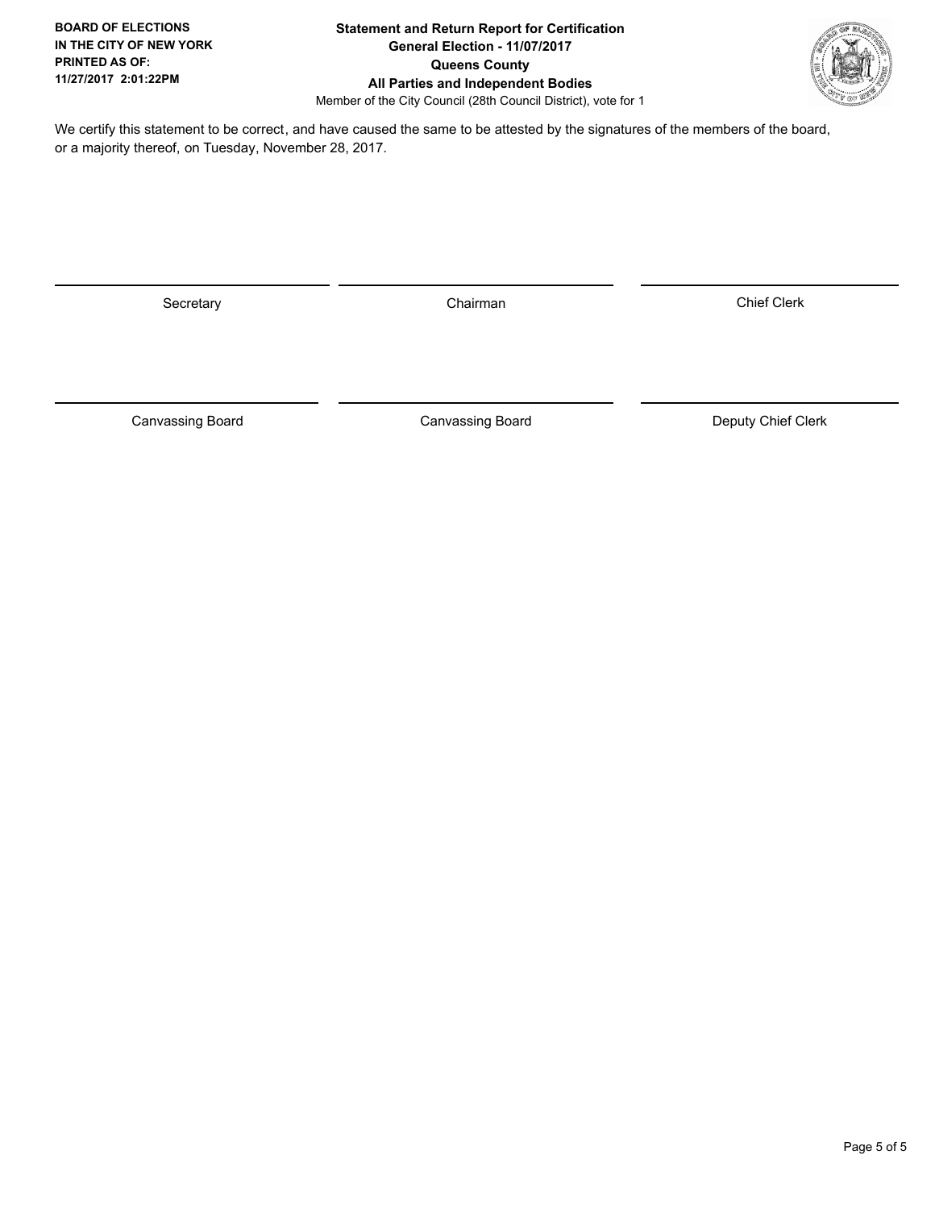**BOARD OF ELECTIONS IN THE CITY OF NEW YORK PRINTED AS OF: 11/27/2017 2:01:22PM**

**Statement and Return Report for Certification**
**General Election - 11/07/2017**
**Queens County**
**All Parties and Independent Bodies**
Member of the City Council (28th Council District), vote for 1

We certify this statement to be correct, and have caused the same to be attested by the signatures of the members of the board, or a majority thereof, on Tuesday, November 28, 2017.

| | | |
|---|---|---|
| Secretary | Chairman | Chief Clerk |
| Canvassing Board | Canvassing Board | Deputy Chief Clerk |